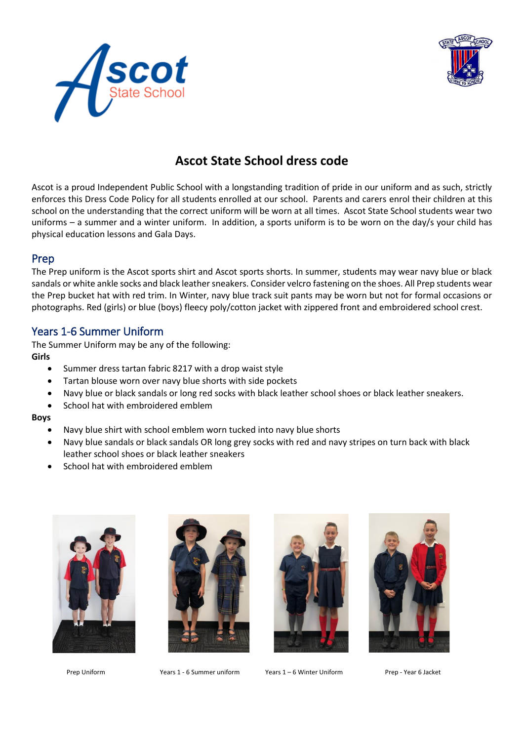# Ascot State School dress code

Ascot is a proud Independent Public School with a longstanding tradition of pride in our uniform and as such, strictly enforces this Dress Code Policy for all students enrolled at our school. Parents and carers enrol their children at this school on the understanding that the correct uniform will be worn at all times. Ascot State School students wear two uniforms – a summer and a winter uniform. In addition, a sports uniform is to be worn on the day/s your child has physical education lessons and Gala Days.

## Prep

The Prep uniform is the Ascot sports shirt and Ascot sports shorts. In summer, students may wear navy blue or black sandals or white ankle socks and black leather sneakers. Consider velcro fastening on the shoes. All Prep students wear the Prep bucket hat with red trim. In Winter, navy blue track suit pants may be worn but not for formal occasions or photographs. Red (girls) or blue (boys) fleecy poly/cotton jacket with zippered front and embroidered school crest.

## Years 1-6 Summer Uniform

The Summer Uniform may be any of the following:

**Girls**

- Summer dress tartan fabric 8217 with a drop waist style
- Tartan blouse worn over navy blue shorts with side pockets
- Navy blue or black sandals or long red socks with black leather school shoes or black leather sneakers.
- School hat with embroidered emblem

**Boys**

- Navy blue shirt with school emblem worn tucked into navy blue shorts
- Navy blue sandals or black sandals OR long grey socks with red and navy stripes on turn back with black leather school shoes or black leather sneakers
- School hat with embroidered emblem

Prep Uniform

Years 1 - 6 Summer uniform

Years 1 – 6 Winter Uniform

Prep - Year 6 Jacket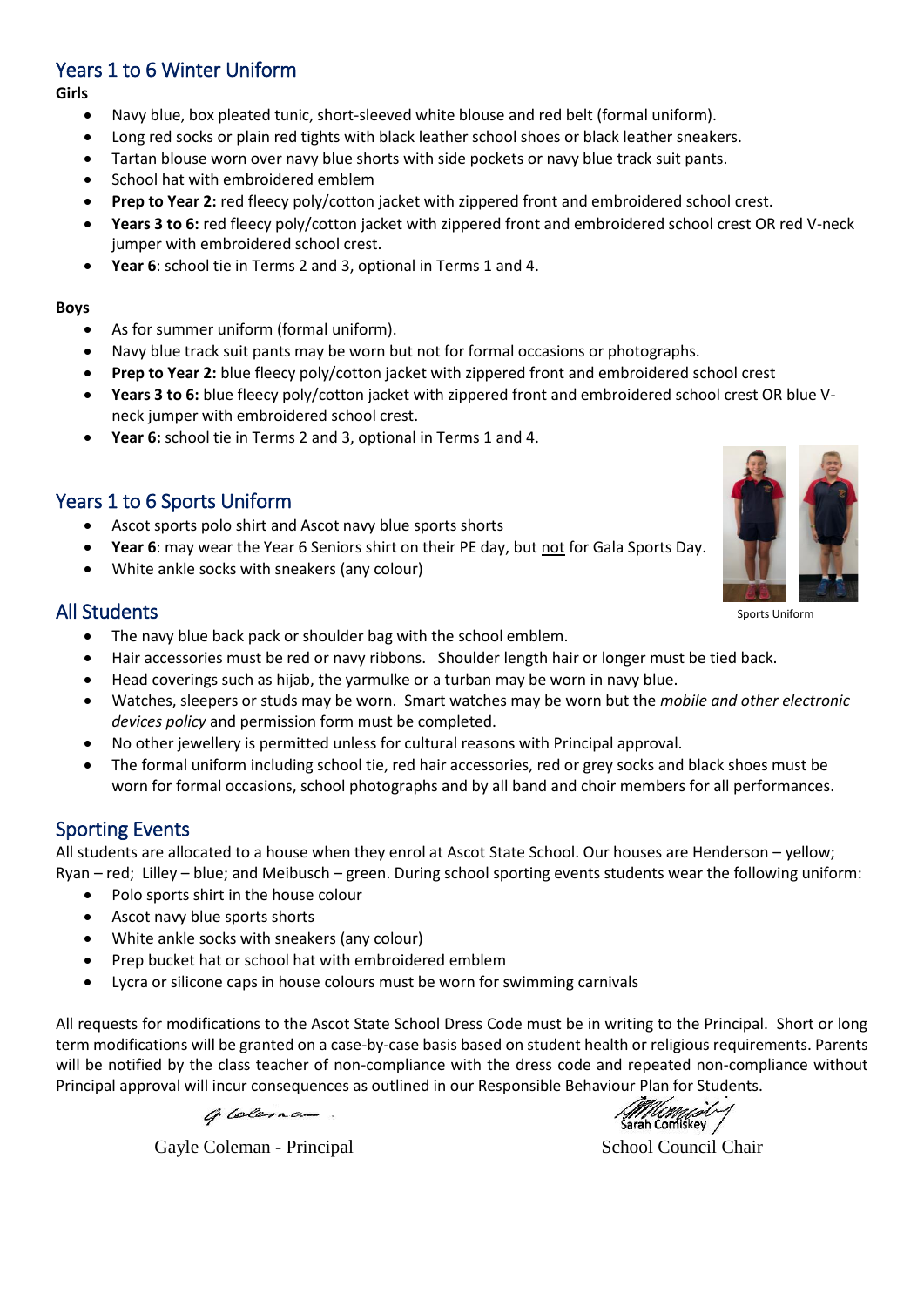## Years 1 to 6 Winter Uniform

**Girls**

- Navy blue, box pleated tunic, short-sleeved white blouse and red belt (formal uniform).
- Long red socks or plain red tights with black leather school shoes or black leather sneakers.
- Tartan blouse worn over navy blue shorts with side pockets or navy blue track suit pants.
- School hat with embroidered emblem
- **Prep to Year 2:** red fleecy poly/cotton jacket with zippered front and embroidered school crest.
- **Years 3 to 6:** red fleecy poly/cotton jacket with zippered front and embroidered school crest OR red V-neck jumper with embroidered school crest.
- **Year 6**: school tie in Terms 2 and 3, optional in Terms 1 and 4.

**Boys**

- As for summer uniform (formal uniform).
- Navy blue track suit pants may be worn but not for formal occasions or photographs.
- **Prep to Year 2:** blue fleecy poly/cotton jacket with zippered front and embroidered school crest
- **Years 3 to 6:** blue fleecy poly/cotton jacket with zippered front and embroidered school crest OR blue V-neck jumper with embroidered school crest.
- **Year 6:** school tie in Terms 2 and 3, optional in Terms 1 and 4.

## Years 1 to 6 Sports Uniform

- Ascot sports polo shirt and Ascot navy blue sports shorts
- **Year 6**: may wear the Year 6 Seniors shirt on their PE day, but <u>not</u> for Gala Sports Day.
- White ankle socks with sneakers (any colour)

Sports Uniform

## All Students

- The navy blue back pack or shoulder bag with the school emblem.
- Hair accessories must be red or navy ribbons. Shoulder length hair or longer must be tied back.
- Head coverings such as hijab, the yarmulke or a turban may be worn in navy blue.
- Watches, sleepers or studs may be worn. Smart watches may be worn but the *mobile and other electronic devices policy* and permission form must be completed.
- No other jewellery is permitted unless for cultural reasons with Principal approval.
- The formal uniform including school tie, red hair accessories, red or grey socks and black shoes must be worn for formal occasions, school photographs and by all band and choir members for all performances.

## Sporting Events

All students are allocated to a house when they enrol at Ascot State School. Our houses are Henderson – yellow; Ryan – red; Lilley – blue; and Meibusch – green. During school sporting events students wear the following uniform:

- Polo sports shirt in the house colour
- Ascot navy blue sports shorts
- White ankle socks with sneakers (any colour)
- Prep bucket hat or school hat with embroidered emblem
- Lycra or silicone caps in house colours must be worn for swimming carnivals

All requests for modifications to the Ascot State School Dress Code must be in writing to the Principal. Short or long term modifications will be granted on a case-by-case basis based on student health or religious requirements. Parents will be notified by the class teacher of non-compliance with the dress code and repeated non-compliance without Principal approval will incur consequences as outlined in our Responsible Behaviour Plan for Students.

G. Coleman — Gayle Coleman - Principal

Sarah Comiskey — School Council Chair